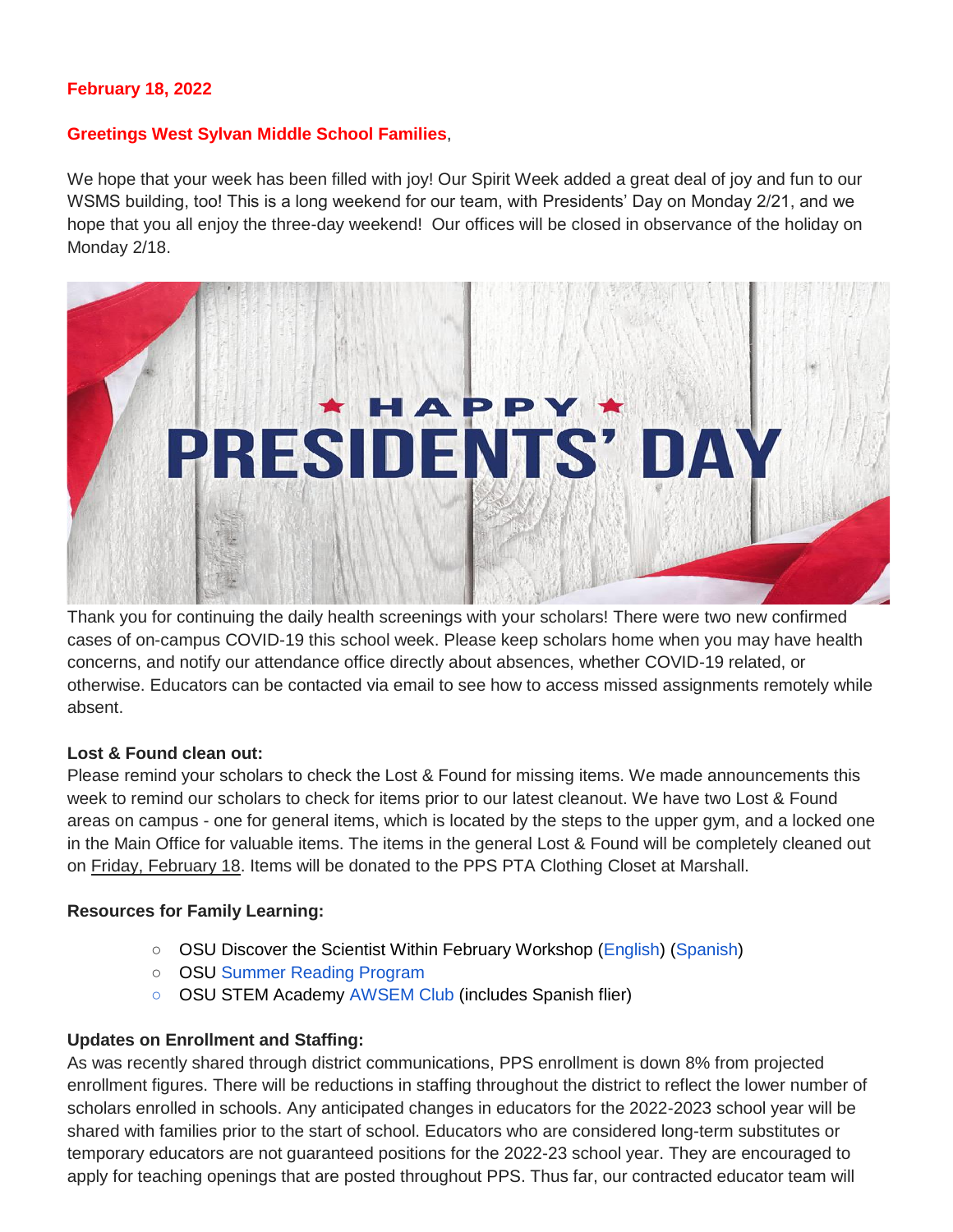**February 18, 2022**

**Greetings West Sylvan Middle School Families**,

We hope that your week has been filled with joy! Our Spirit Week added a great deal of joy and fun to our WSMS building, too! This is a long weekend for our team, with Presidents' Day on Monday 2/21, and we hope that you all enjoy the three-day weekend! Our offices will be closed in observance of the holiday on Monday 2/18.

Thank you for continuing the daily health screenings with your scholars! There were two new confirmed cases of on-campus COVID-19 this school week. Please keep scholars home when you may have health concerns, and notify our attendance office directly about absences, whether COVID-19 related, or otherwise. Educators can be contacted via email to see how to access missed assignments remotely while absent.

**Lost & Found clean out:**
Please remind your scholars to check the Lost & Found for missing items. We made announcements this week to remind our scholars to check for items prior to our latest cleanout. We have two Lost & Found areas on campus - one for general items, which is located by the steps to the upper gym, and a locked one in the Main Office for valuable items. The items in the general Lost & Found will be completely cleaned out on Friday, February 18. Items will be donated to the PPS PTA Clothing Closet at Marshall.

**Resources for Family Learning:**

- OSU Discover the Scientist Within February Workshop (English) (Spanish)
- OSU Summer Reading Program
- OSU STEM Academy AWSEM Club (includes Spanish flier)

**Updates on Enrollment and Staffing:**
As was recently shared through district communications, PPS enrollment is down 8% from projected enrollment figures. There will be reductions in staffing throughout the district to reflect the lower number of scholars enrolled in schools. Any anticipated changes in educators for the 2022-2023 school year will be shared with families prior to the start of school. Educators who are considered long-term substitutes or temporary educators are not guaranteed positions for the 2022-23 school year. They are encouraged to apply for teaching openings that are posted throughout PPS. Thus far, our contracted educator team will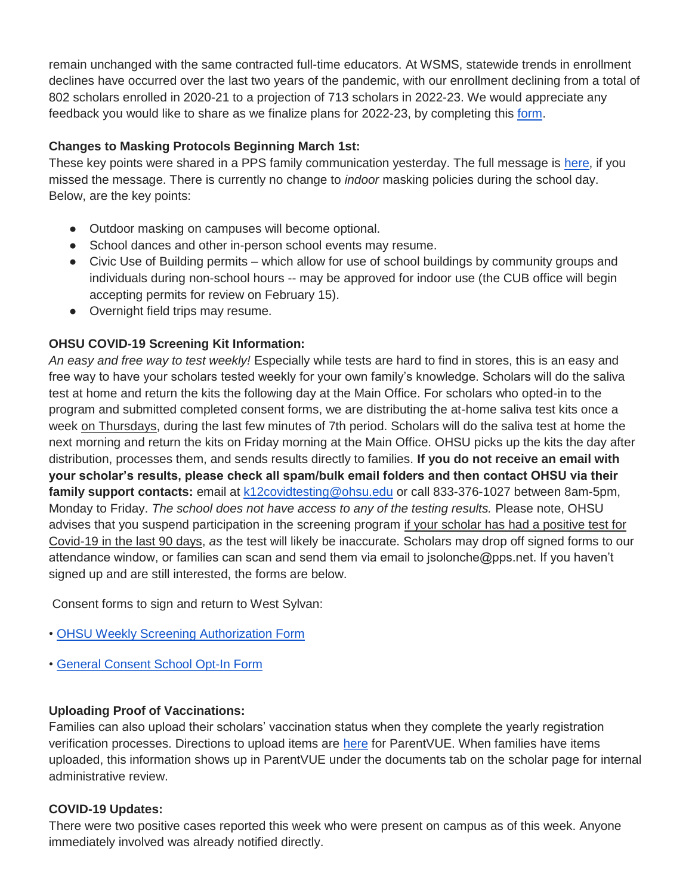remain unchanged with the same contracted full-time educators. At WSMS, statewide trends in enrollment declines have occurred over the last two years of the pandemic, with our enrollment declining from a total of 802 scholars enrolled in 2020-21 to a projection of 713 scholars in 2022-23. We would appreciate any feedback you would like to share as we finalize plans for 2022-23, by completing this form.

**Changes to Masking Protocols Beginning March 1st:**
These key points were shared in a PPS family communication yesterday. The full message is here, if you missed the message. There is currently no change to *indoor* masking policies during the school day. Below, are the key points:

- Outdoor masking on campuses will become optional.
- School dances and other in-person school events may resume.
- Civic Use of Building permits – which allow for use of school buildings by community groups and individuals during non-school hours -- may be approved for indoor use (the CUB office will begin accepting permits for review on February 15).
- Overnight field trips may resume.

**OHSU COVID-19 Screening Kit Information:**
*An easy and free way to test weekly!* Especially while tests are hard to find in stores, this is an easy and free way to have your scholars tested weekly for your own family's knowledge. Scholars will do the saliva test at home and return the kits the following day at the Main Office. For scholars who opted-in to the program and submitted completed consent forms, we are distributing the at-home saliva test kits once a week on Thursdays, during the last few minutes of 7th period. Scholars will do the saliva test at home the next morning and return the kits on Friday morning at the Main Office. OHSU picks up the kits the day after distribution, processes them, and sends results directly to families. **If you do not receive an email with your scholar's results, please check all spam/bulk email folders and then contact OHSU via their family support contacts:** email at k12covidtesting@ohsu.edu or call 833-376-1027 between 8am-5pm, Monday to Friday. *The school does not have access to any of the testing results.* Please note, OHSU advises that you suspend participation in the screening program if your scholar has had a positive test for Covid-19 in the last 90 days, *as* the test will likely be inaccurate. Scholars may drop off signed forms to our attendance window, or families can scan and send them via email to jsolonche@pps.net. If you haven't signed up and are still interested, the forms are below.

Consent forms to sign and return to West Sylvan:

• OHSU Weekly Screening Authorization Form

• General Consent School Opt-In Form

**Uploading Proof of Vaccinations:**
Families can also upload their scholars' vaccination status when they complete the yearly registration verification processes. Directions to upload items are here for ParentVUE. When families have items uploaded, this information shows up in ParentVUE under the documents tab on the scholar page for internal administrative review.

**COVID-19 Updates:**
There were two positive cases reported this week who were present on campus as of this week. Anyone immediately involved was already notified directly.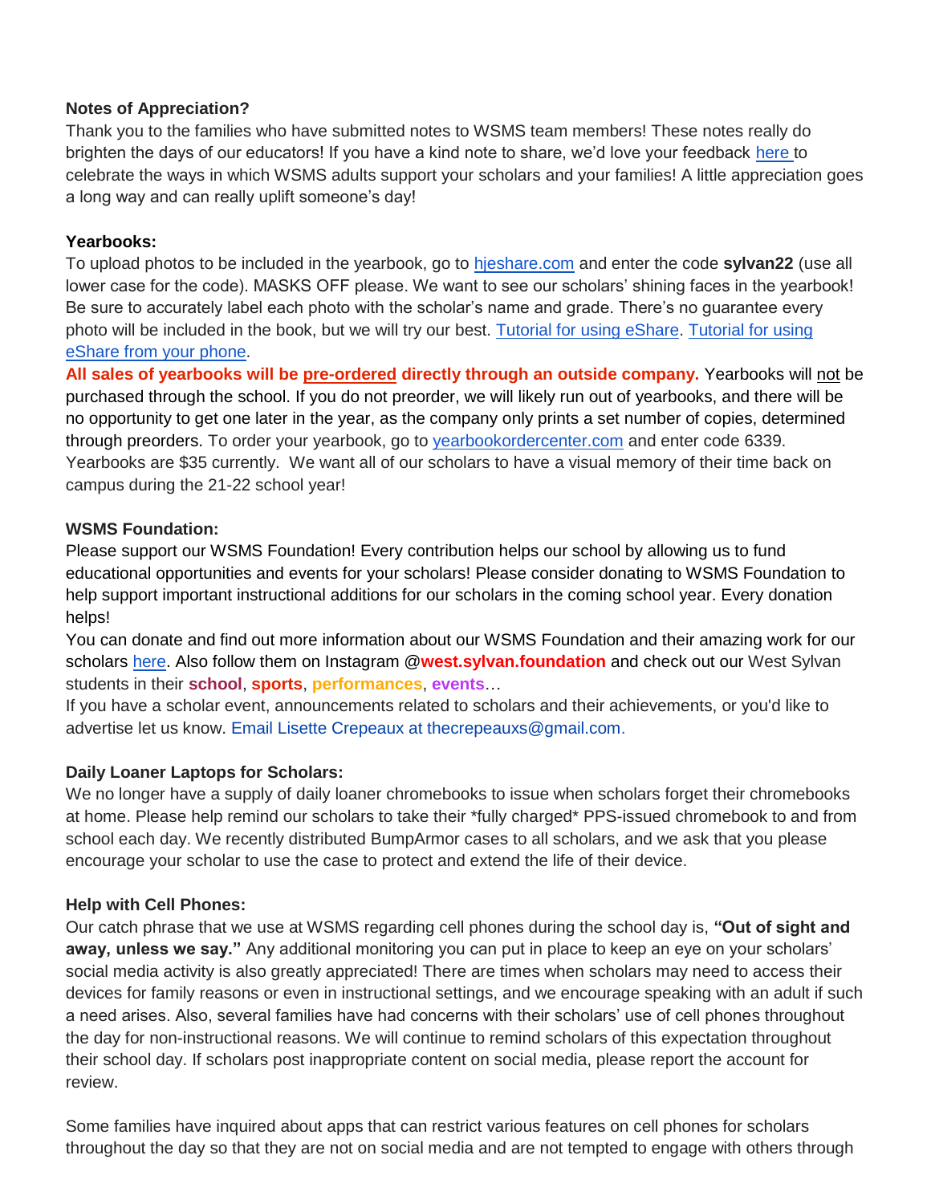**Notes of Appreciation?**

Thank you to the families who have submitted notes to WSMS team members! These notes really do brighten the days of our educators! If you have a kind note to share, we'd love your feedback here to celebrate the ways in which WSMS adults support your scholars and your families! A little appreciation goes a long way and can really uplift someone's day!

**Yearbooks:**

To upload photos to be included in the yearbook, go to hjeshare.com and enter the code **sylvan22** (use all lower case for the code). MASKS OFF please. We want to see our scholars' shining faces in the yearbook! Be sure to accurately label each photo with the scholar's name and grade. There's no guarantee every photo will be included in the book, but we will try our best. Tutorial for using eShare. Tutorial for using eShare from your phone.

**All sales of yearbooks will be pre-ordered directly through an outside company.** Yearbooks will not be purchased through the school. If you do not preorder, we will likely run out of yearbooks, and there will be no opportunity to get one later in the year, as the company only prints a set number of copies, determined through preorders. To order your yearbook, go to yearbookordercenter.com and enter code 6339. Yearbooks are $35 currently. We want all of our scholars to have a visual memory of their time back on campus during the 21-22 school year!

**WSMS Foundation:**

Please support our WSMS Foundation! Every contribution helps our school by allowing us to fund educational opportunities and events for your scholars! Please consider donating to WSMS Foundation to help support important instructional additions for our scholars in the coming school year. Every donation helps!

You can donate and find out more information about our WSMS Foundation and their amazing work for our scholars here. Also follow them on Instagram @**west.sylvan.foundation** and check out our West Sylvan students in their **school**, **sports**, **performances**, **events**…

If you have a scholar event, announcements related to scholars and their achievements, or you'd like to advertise let us know. Email Lisette Crepeaux at thecrepeauxs@gmail.com.

**Daily Loaner Laptops for Scholars:**

We no longer have a supply of daily loaner chromebooks to issue when scholars forget their chromebooks at home. Please help remind our scholars to take their *fully charged* PPS-issued chromebook to and from school each day. We recently distributed BumpArmor cases to all scholars, and we ask that you please encourage your scholar to use the case to protect and extend the life of their device.

**Help with Cell Phones:**

Our catch phrase that we use at WSMS regarding cell phones during the school day is, **"Out of sight and away, unless we say."** Any additional monitoring you can put in place to keep an eye on your scholars' social media activity is also greatly appreciated! There are times when scholars may need to access their devices for family reasons or even in instructional settings, and we encourage speaking with an adult if such a need arises. Also, several families have had concerns with their scholars' use of cell phones throughout the day for non-instructional reasons. We will continue to remind scholars of this expectation throughout their school day. If scholars post inappropriate content on social media, please report the account for review.

Some families have inquired about apps that can restrict various features on cell phones for scholars throughout the day so that they are not on social media and are not tempted to engage with others through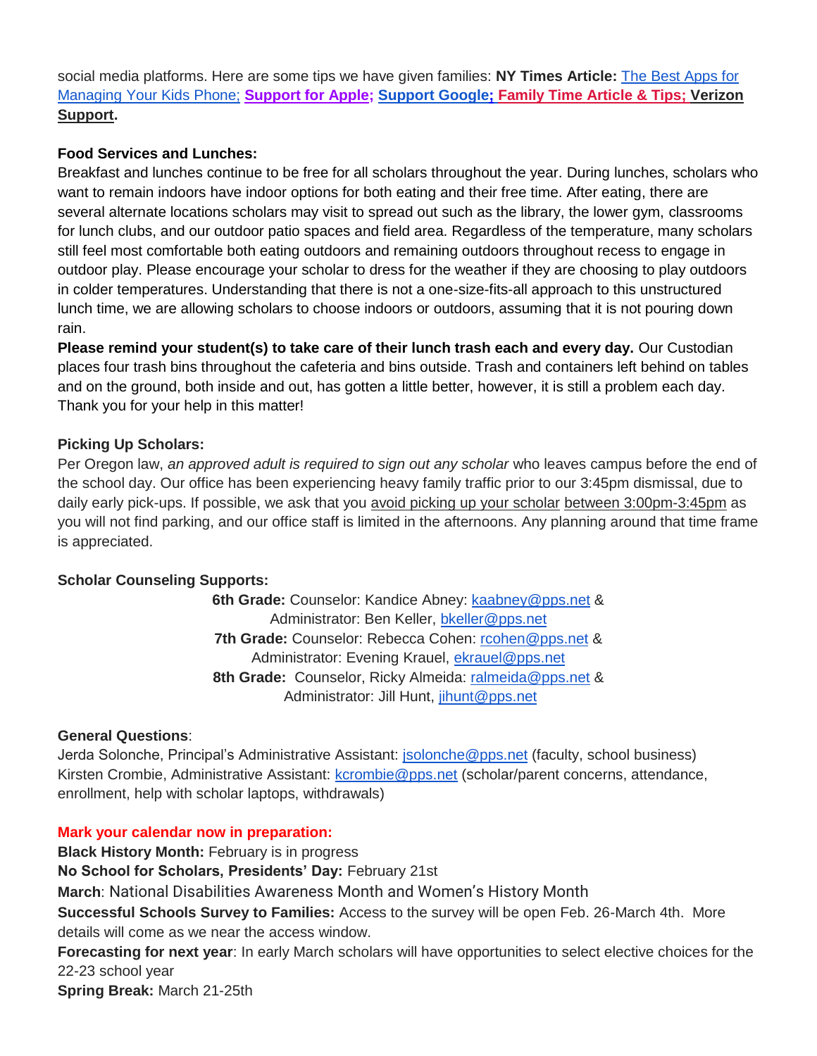social media platforms. Here are some tips we have given families: **NY Times Article:** The Best Apps for Managing Your Kids Phone; **Support for Apple; Support Google; Family Time Article & Tips; Verizon Support.**

**Food Services and Lunches:**
Breakfast and lunches continue to be free for all scholars throughout the year. During lunches, scholars who want to remain indoors have indoor options for both eating and their free time. After eating, there are several alternate locations scholars may visit to spread out such as the library, the lower gym, classrooms for lunch clubs, and our outdoor patio spaces and field area. Regardless of the temperature, many scholars still feel most comfortable both eating outdoors and remaining outdoors throughout recess to engage in outdoor play. Please encourage your scholar to dress for the weather if they are choosing to play outdoors in colder temperatures. Understanding that there is not a one-size-fits-all approach to this unstructured lunch time, we are allowing scholars to choose indoors or outdoors, assuming that it is not pouring down rain.
**Please remind your student(s) to take care of their lunch trash each and every day.** Our Custodian places four trash bins throughout the cafeteria and bins outside. Trash and containers left behind on tables and on the ground, both inside and out, has gotten a little better, however, it is still a problem each day. Thank you for your help in this matter!

**Picking Up Scholars:**
Per Oregon law, *an approved adult is required to sign out any scholar* who leaves campus before the end of the school day. Our office has been experiencing heavy family traffic prior to our 3:45pm dismissal, due to daily early pick-ups. If possible, we ask that you avoid picking up your scholar between 3:00pm-3:45pm as you will not find parking, and our office staff is limited in the afternoons. Any planning around that time frame is appreciated.

**Scholar Counseling Supports:**

**6th Grade:** Counselor: Kandice Abney: kaabney@pps.net & Administrator: Ben Keller, bkeller@pps.net
**7th Grade:** Counselor: Rebecca Cohen: rcohen@pps.net & Administrator: Evening Krauel, ekrauel@pps.net
**8th Grade:** Counselor, Ricky Almeida: ralmeida@pps.net & Administrator: Jill Hunt, jihunt@pps.net

**General Questions**:
Jerda Solonche, Principal's Administrative Assistant: jsolonche@pps.net (faculty, school business)
Kirsten Crombie, Administrative Assistant: kcrombie@pps.net (scholar/parent concerns, attendance, enrollment, help with scholar laptops, withdrawals)

**Mark your calendar now in preparation:**
**Black History Month:** February is in progress
**No School for Scholars, Presidents' Day:** February 21st
**March**: National Disabilities Awareness Month and Women's History Month
**Successful Schools Survey to Families:** Access to the survey will be open Feb. 26-March 4th. More details will come as we near the access window.
**Forecasting for next year**: In early March scholars will have opportunities to select elective choices for the 22-23 school year
**Spring Break:** March 21-25th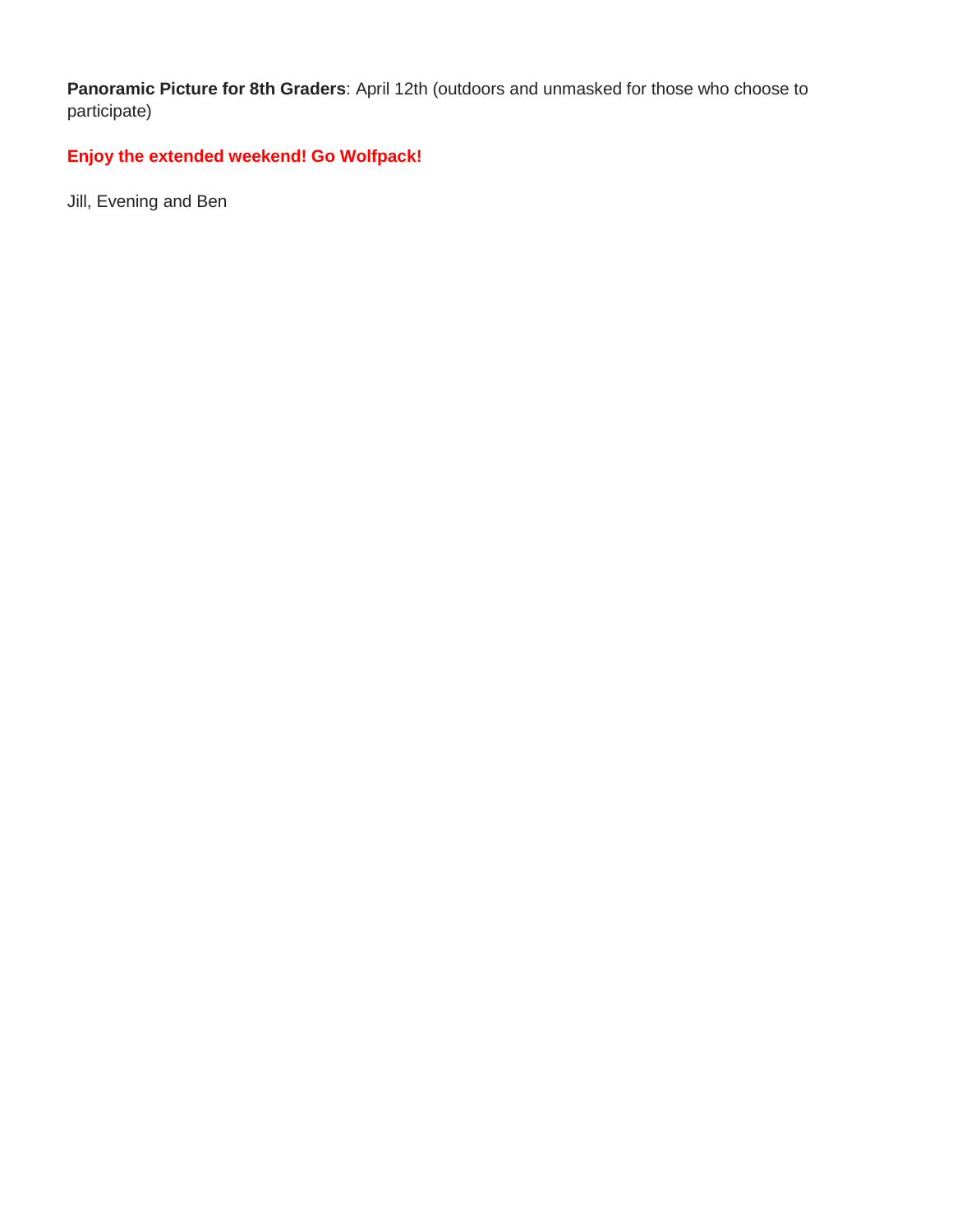**Panoramic Picture for 8th Graders**: April 12th (outdoors and unmasked for those who choose to participate)

**Enjoy the extended weekend! Go Wolfpack!**

Jill, Evening and Ben